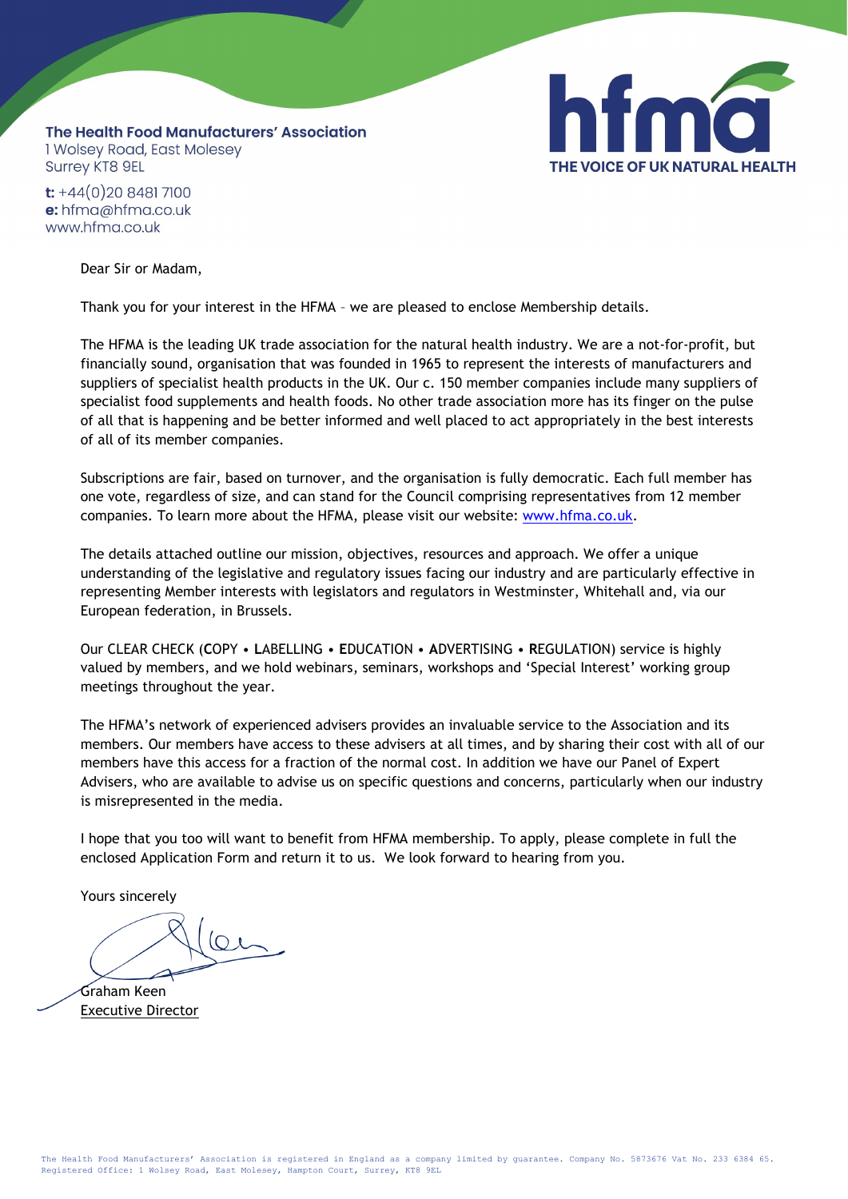**The Health Food Manufacturers' Association**
1 Wolsey Road, East Molesey
Surrey KT8 9EL

**t:** +44(0)20 8481 7100
**e:** hfma@hfma.co.uk
www.hfma.co.uk

**hfma**
**THE VOICE OF UK NATURAL HEALTH**

Dear Sir or Madam,

Thank you for your interest in the HFMA – we are pleased to enclose Membership details.

The HFMA is the leading UK trade association for the natural health industry. We are a not-for-profit, but financially sound, organisation that was founded in 1965 to represent the interests of manufacturers and suppliers of specialist health products in the UK. Our c. 150 member companies include many suppliers of specialist food supplements and health foods. No other trade association more has its finger on the pulse of all that is happening and be better informed and well placed to act appropriately in the best interests of all of its member companies.

Subscriptions are fair, based on turnover, and the organisation is fully democratic. Each full member has one vote, regardless of size, and can stand for the Council comprising representatives from 12 member companies. To learn more about the HFMA, please visit our website: [www.hfma.co.uk](www.hfma.co.uk).

The details attached outline our mission, objectives, resources and approach. We offer a unique understanding of the legislative and regulatory issues facing our industry and are particularly effective in representing Member interests with legislators and regulators in Westminster, Whitehall and, via our European federation, in Brussels.

Our CLEAR CHECK (**C**OPY • **L**ABELLING • **E**DUCATION • **A**DVERTISING • **R**EGULATION) service is highly valued by members, and we hold webinars, seminars, workshops and 'Special Interest' working group meetings throughout the year.

The HFMA's network of experienced advisers provides an invaluable service to the Association and its members. Our members have access to these advisers at all times, and by sharing their cost with all of our members have this access for a fraction of the normal cost. In addition we have our Panel of Expert Advisers, who are available to advise us on specific questions and concerns, particularly when our industry is misrepresented in the media.

I hope that you too will want to benefit from HFMA membership. To apply, please complete in full the enclosed Application Form and return it to us. We look forward to hearing from you.

Yours sincerely

Graham Keen
Executive Director

The Health Food Manufacturers' Association is registered in England as a company limited by guarantee. Company No. 5873676 Vat No. 233 6384 65.
Registered Office: 1 Wolsey Road, East Molesey, Hampton Court, Surrey, KT8 9EL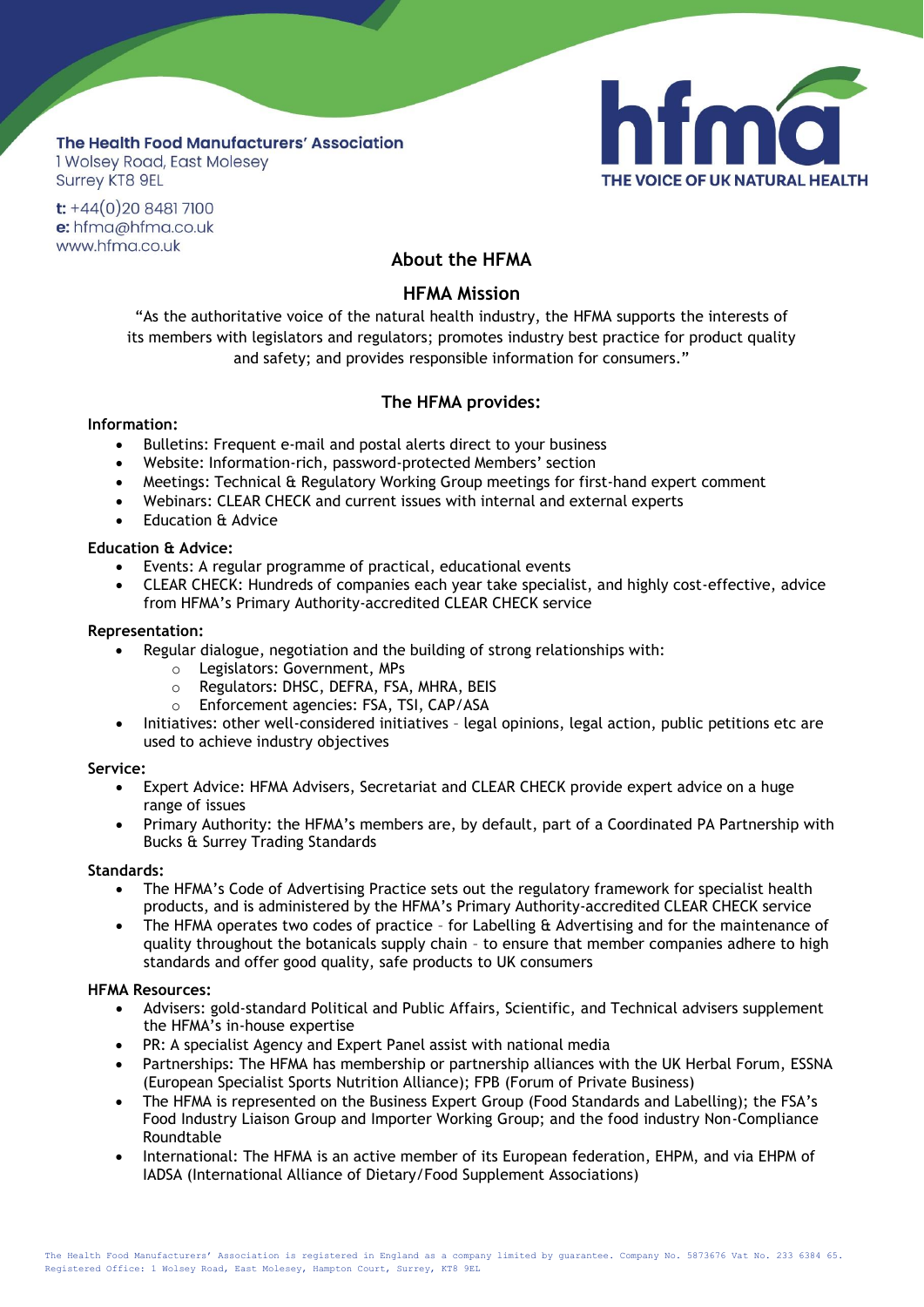**The Health Food Manufacturers' Association**
1 Wolsey Road, East Molesey
Surrey KT8 9EL

**t:** +44(0)20 8481 7100
**e:** hfma@hfma.co.uk
www.hfma.co.uk

hfma
THE VOICE OF UK NATURAL HEALTH

## About the HFMA

### HFMA Mission

"As the authoritative voice of the natural health industry, the HFMA supports the interests of its members with legislators and regulators; promotes industry best practice for product quality and safety; and provides responsible information for consumers."

### The HFMA provides:

**Information:**

- Bulletins: Frequent e-mail and postal alerts direct to your business
- Website: Information-rich, password-protected Members' section
- Meetings: Technical & Regulatory Working Group meetings for first-hand expert comment
- Webinars: CLEAR CHECK and current issues with internal and external experts
- Education & Advice

**Education & Advice:**

- Events: A regular programme of practical, educational events
- CLEAR CHECK: Hundreds of companies each year take specialist, and highly cost-effective, advice from HFMA's Primary Authority-accredited CLEAR CHECK service

**Representation:**

- Regular dialogue, negotiation and the building of strong relationships with:
  - Legislators: Government, MPs
  - Regulators: DHSC, DEFRA, FSA, MHRA, BEIS
  - Enforcement agencies: FSA, TSI, CAP/ASA
- Initiatives: other well-considered initiatives – legal opinions, legal action, public petitions etc are used to achieve industry objectives

**Service:**

- Expert Advice: HFMA Advisers, Secretariat and CLEAR CHECK provide expert advice on a huge range of issues
- Primary Authority: the HFMA's members are, by default, part of a Coordinated PA Partnership with Bucks & Surrey Trading Standards

**Standards:**

- The HFMA's Code of Advertising Practice sets out the regulatory framework for specialist health products, and is administered by the HFMA's Primary Authority-accredited CLEAR CHECK service
- The HFMA operates two codes of practice – for Labelling & Advertising and for the maintenance of quality throughout the botanicals supply chain – to ensure that member companies adhere to high standards and offer good quality, safe products to UK consumers

**HFMA Resources:**

- Advisers: gold-standard Political and Public Affairs, Scientific, and Technical advisers supplement the HFMA's in-house expertise
- PR: A specialist Agency and Expert Panel assist with national media
- Partnerships: The HFMA has membership or partnership alliances with the UK Herbal Forum, ESSNA (European Specialist Sports Nutrition Alliance); FPB (Forum of Private Business)
- The HFMA is represented on the Business Expert Group (Food Standards and Labelling); the FSA's Food Industry Liaison Group and Importer Working Group; and the food industry Non-Compliance Roundtable
- International: The HFMA is an active member of its European federation, EHPM, and via EHPM of IADSA (International Alliance of Dietary/Food Supplement Associations)

The Health Food Manufacturers' Association is registered in England as a company limited by guarantee. Company No. 5873676 Vat No. 233 6384 65.
Registered Office: 1 Wolsey Road, East Molesey, Hampton Court, Surrey, KT8 9EL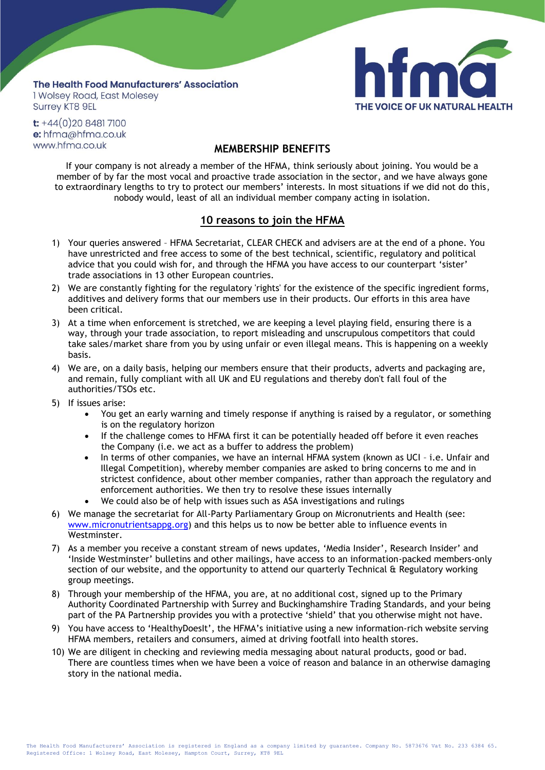**The Health Food Manufacturers' Association**
1 Wolsey Road, East Molesey
Surrey KT8 9EL

**t:** +44(0)20 8481 7100
**e:** hfma@hfma.co.uk
www.hfma.co.uk

hfma
THE VOICE OF UK NATURAL HEALTH

## MEMBERSHIP BENEFITS

If your company is not already a member of the HFMA, think seriously about joining. You would be a member of by far the most vocal and proactive trade association in the sector, and we have always gone to extraordinary lengths to try to protect our members' interests. In most situations if we did not do this, nobody would, least of all an individual member company acting in isolation.

## 10 reasons to join the HFMA

1) Your queries answered – HFMA Secretariat, CLEAR CHECK and advisers are at the end of a phone. You have unrestricted and free access to some of the best technical, scientific, regulatory and political advice that you could wish for, and through the HFMA you have access to our counterpart 'sister' trade associations in 13 other European countries.
2) We are constantly fighting for the regulatory 'rights' for the existence of the specific ingredient forms, additives and delivery forms that our members use in their products. Our efforts in this area have been critical.
3) At a time when enforcement is stretched, we are keeping a level playing field, ensuring there is a way, through your trade association, to report misleading and unscrupulous competitors that could take sales/market share from you by using unfair or even illegal means. This is happening on a weekly basis.
4) We are, on a daily basis, helping our members ensure that their products, adverts and packaging are, and remain, fully compliant with all UK and EU regulations and thereby don't fall foul of the authorities/TSOs etc.
5) If issues arise:
   - You get an early warning and timely response if anything is raised by a regulator, or something is on the regulatory horizon
   - If the challenge comes to HFMA first it can be potentially headed off before it even reaches the Company (i.e. we act as a buffer to address the problem)
   - In terms of other companies, we have an internal HFMA system (known as UCI – i.e. Unfair and Illegal Competition), whereby member companies are asked to bring concerns to me and in strictest confidence, about other member companies, rather than approach the regulatory and enforcement authorities. We then try to resolve these issues internally
   - We could also be of help with issues such as ASA investigations and rulings
6) We manage the secretariat for All-Party Parliamentary Group on Micronutrients and Health (see: www.micronutrientsappg.org) and this helps us to now be better able to influence events in Westminster.
7) As a member you receive a constant stream of news updates, 'Media Insider', Research Insider' and 'Inside Westminster' bulletins and other mailings, have access to an information-packed members-only section of our website, and the opportunity to attend our quarterly Technical & Regulatory working group meetings.
8) Through your membership of the HFMA, you are, at no additional cost, signed up to the Primary Authority Coordinated Partnership with Surrey and Buckinghamshire Trading Standards, and your being part of the PA Partnership provides you with a protective 'shield' that you otherwise might not have.
9) You have access to 'HealthyDoesIt', the HFMA's initiative using a new information-rich website serving HFMA members, retailers and consumers, aimed at driving footfall into health stores.
10) We are diligent in checking and reviewing media messaging about natural products, good or bad. There are countless times when we have been a voice of reason and balance in an otherwise damaging story in the national media.

The Health Food Manufacturers' Association is registered in England as a company limited by guarantee. Company No. 5873676 Vat No. 233 6384 65. Registered Office: 1 Wolsey Road, East Molesey, Hampton Court, Surrey, KT8 9EL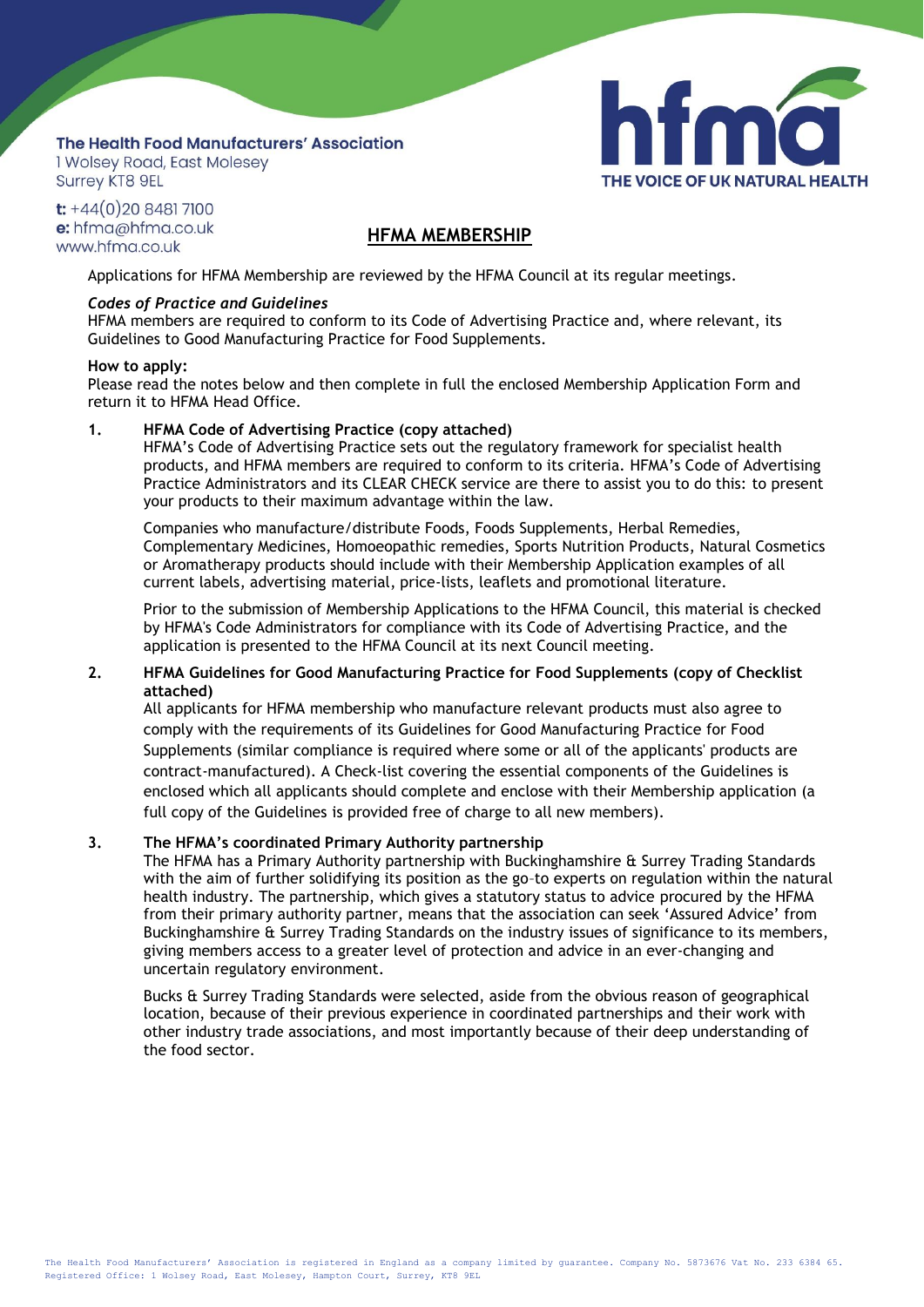The Health Food Manufacturers' Association
1 Wolsey Road, East Molesey
Surrey KT8 9EL

**t:** +44(0)20 8481 7100
**e:** hfma@hfma.co.uk
www.hfma.co.uk

hfma
THE VOICE OF UK NATURAL HEALTH

# HFMA MEMBERSHIP

Applications for HFMA Membership are reviewed by the HFMA Council at its regular meetings.

***Codes of Practice and Guidelines***
HFMA members are required to conform to its Code of Advertising Practice and, where relevant, its Guidelines to Good Manufacturing Practice for Food Supplements.

**How to apply:**
Please read the notes below and then complete in full the enclosed Membership Application Form and return it to HFMA Head Office.

**1. HFMA Code of Advertising Practice (copy attached)**
HFMA's Code of Advertising Practice sets out the regulatory framework for specialist health products, and HFMA members are required to conform to its criteria. HFMA's Code of Advertising Practice Administrators and its CLEAR CHECK service are there to assist you to do this: to present your products to their maximum advantage within the law.

Companies who manufacture/distribute Foods, Foods Supplements, Herbal Remedies, Complementary Medicines, Homoeopathic remedies, Sports Nutrition Products, Natural Cosmetics or Aromatherapy products should include with their Membership Application examples of all current labels, advertising material, price-lists, leaflets and promotional literature.

Prior to the submission of Membership Applications to the HFMA Council, this material is checked by HFMA's Code Administrators for compliance with its Code of Advertising Practice, and the application is presented to the HFMA Council at its next Council meeting.

**2. HFMA Guidelines for Good Manufacturing Practice for Food Supplements (copy of Checklist attached)**
All applicants for HFMA membership who manufacture relevant products must also agree to comply with the requirements of its Guidelines for Good Manufacturing Practice for Food Supplements (similar compliance is required where some or all of the applicants' products are contract-manufactured). A Check-list covering the essential components of the Guidelines is enclosed which all applicants should complete and enclose with their Membership application (a full copy of the Guidelines is provided free of charge to all new members).

**3. The HFMA's coordinated Primary Authority partnership**
The HFMA has a Primary Authority partnership with Buckinghamshire & Surrey Trading Standards with the aim of further solidifying its position as the go-to experts on regulation within the natural health industry. The partnership, which gives a statutory status to advice procured by the HFMA from their primary authority partner, means that the association can seek 'Assured Advice' from Buckinghamshire & Surrey Trading Standards on the industry issues of significance to its members, giving members access to a greater level of protection and advice in an ever-changing and uncertain regulatory environment.

Bucks & Surrey Trading Standards were selected, aside from the obvious reason of geographical location, because of their previous experience in coordinated partnerships and their work with other industry trade associations, and most importantly because of their deep understanding of the food sector.

The Health Food Manufacturers' Association is registered in England as a company limited by guarantee. Company No. 5873676 Vat No. 233 6384 65.
Registered Office: 1 Wolsey Road, East Molesey, Hampton Court, Surrey, KT8 9EL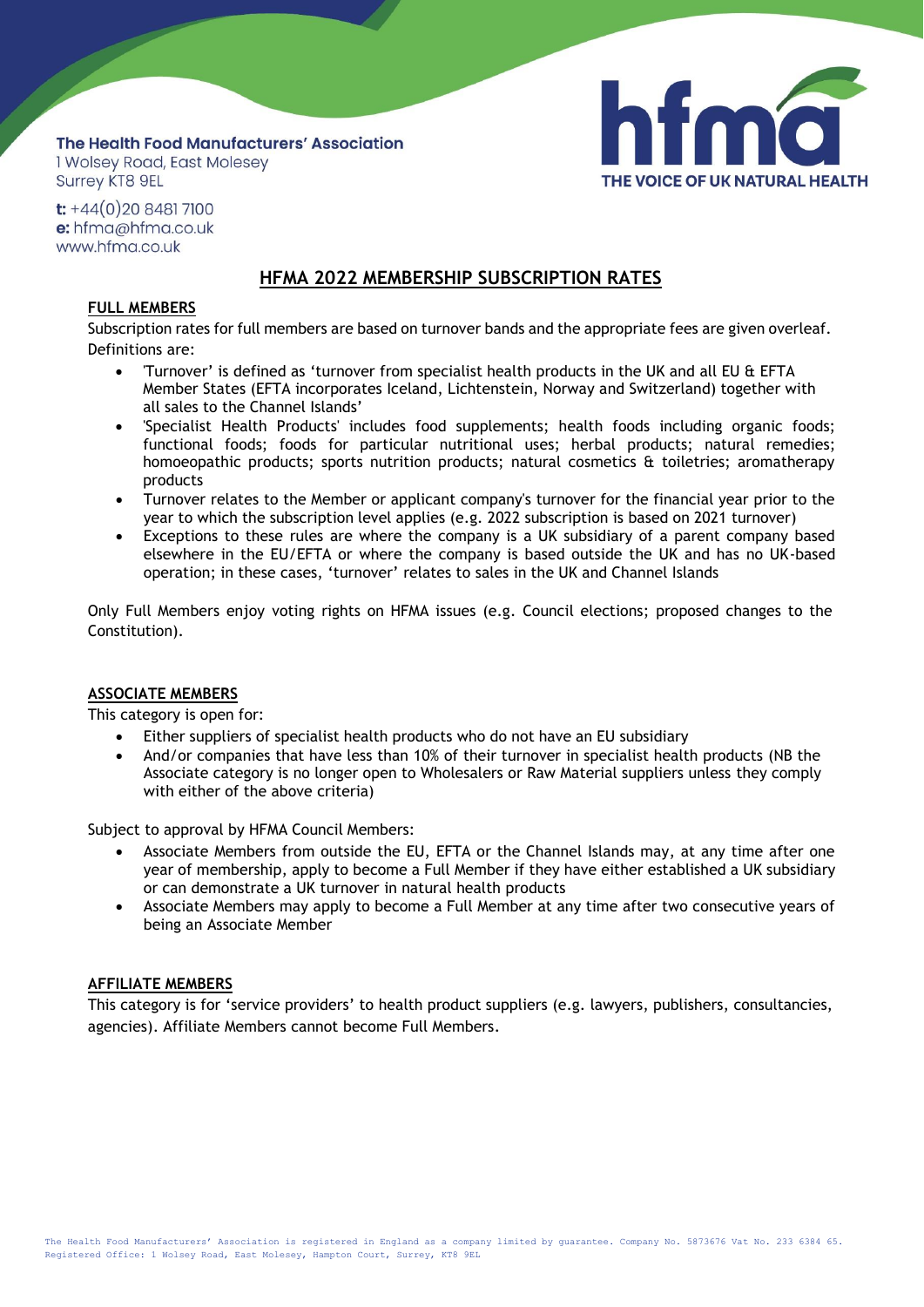The Health Food Manufacturers' Association
1 Wolsey Road, East Molesey
Surrey KT8 9EL

t: +44(0)20 8481 7100
e: hfma@hfma.co.uk
www.hfma.co.uk

hfma
THE VOICE OF UK NATURAL HEALTH

# HFMA 2022 MEMBERSHIP SUBSCRIPTION RATES

## FULL MEMBERS

Subscription rates for full members are based on turnover bands and the appropriate fees are given overleaf. Definitions are:

- 'Turnover' is defined as 'turnover from specialist health products in the UK and all EU & EFTA Member States (EFTA incorporates Iceland, Lichtenstein, Norway and Switzerland) together with all sales to the Channel Islands'
- 'Specialist Health Products' includes food supplements; health foods including organic foods; functional foods; foods for particular nutritional uses; herbal products; natural remedies; homoeopathic products; sports nutrition products; natural cosmetics & toiletries; aromatherapy products
- Turnover relates to the Member or applicant company's turnover for the financial year prior to the year to which the subscription level applies (e.g. 2022 subscription is based on 2021 turnover)
- Exceptions to these rules are where the company is a UK subsidiary of a parent company based elsewhere in the EU/EFTA or where the company is based outside the UK and has no UK-based operation; in these cases, 'turnover' relates to sales in the UK and Channel Islands

Only Full Members enjoy voting rights on HFMA issues (e.g. Council elections; proposed changes to the Constitution).

## ASSOCIATE MEMBERS

This category is open for:

- Either suppliers of specialist health products who do not have an EU subsidiary
- And/or companies that have less than 10% of their turnover in specialist health products (NB the Associate category is no longer open to Wholesalers or Raw Material suppliers unless they comply with either of the above criteria)

Subject to approval by HFMA Council Members:

- Associate Members from outside the EU, EFTA or the Channel Islands may, at any time after one year of membership, apply to become a Full Member if they have either established a UK subsidiary or can demonstrate a UK turnover in natural health products
- Associate Members may apply to become a Full Member at any time after two consecutive years of being an Associate Member

## AFFILIATE MEMBERS

This category is for 'service providers' to health product suppliers (e.g. lawyers, publishers, consultancies, agencies). Affiliate Members cannot become Full Members.

The Health Food Manufacturers' Association is registered in England as a company limited by guarantee. Company No. 5873676 Vat No. 233 6384 65. Registered Office: 1 Wolsey Road, East Molesey, Hampton Court, Surrey, KT8 9EL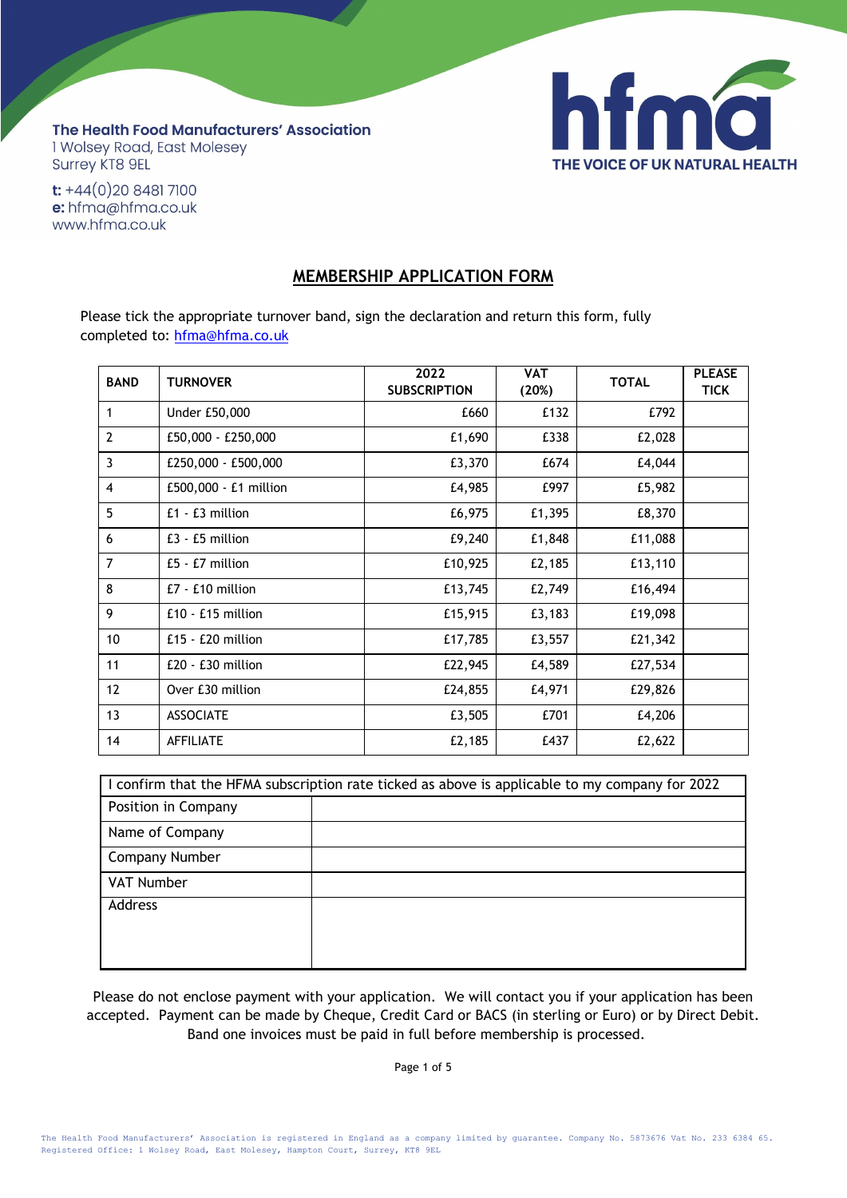**The Health Food Manufacturers' Association**
1 Wolsey Road, East Molesey
Surrey KT8 9EL

**t:** +44(0)20 8481 7100
**e:** hfma@hfma.co.uk
www.hfma.co.uk

**hfma**
**THE VOICE OF UK NATURAL HEALTH**

# MEMBERSHIP APPLICATION FORM

Please tick the appropriate turnover band, sign the declaration and return this form, fully completed to: hfma@hfma.co.uk

| BAND | TURNOVER | 2022 SUBSCRIPTION | VAT (20%) | TOTAL | PLEASE TICK |
|---|---|---|---|---|---|
| 1 | Under £50,000 | £660 | £132 | £792 | |
| 2 | £50,000 - £250,000 | £1,690 | £338 | £2,028 | |
| 3 | £250,000 - £500,000 | £3,370 | £674 | £4,044 | |
| 4 | £500,000 - £1 million | £4,985 | £997 | £5,982 | |
| 5 | £1 - £3 million | £6,975 | £1,395 | £8,370 | |
| 6 | £3 - £5 million | £9,240 | £1,848 | £11,088 | |
| 7 | £5 - £7 million | £10,925 | £2,185 | £13,110 | |
| 8 | £7 - £10 million | £13,745 | £2,749 | £16,494 | |
| 9 | £10 - £15 million | £15,915 | £3,183 | £19,098 | |
| 10 | £15 - £20 million | £17,785 | £3,557 | £21,342 | |
| 11 | £20 - £30 million | £22,945 | £4,589 | £27,534 | |
| 12 | Over £30 million | £24,855 | £4,971 | £29,826 | |
| 13 | ASSOCIATE | £3,505 | £701 | £4,206 | |
| 14 | AFFILIATE | £2,185 | £437 | £2,622 | |

| I confirm that the HFMA subscription rate ticked as above is applicable to my company for 2022 | |
|---|---|
| Position in Company | |
| Name of Company | |
| Company Number | |
| VAT Number | |
| Address | |

Please do not enclose payment with your application. We will contact you if your application has been accepted. Payment can be made by Cheque, Credit Card or BACS (in sterling or Euro) or by Direct Debit. Band one invoices must be paid in full before membership is processed.

The Health Food Manufacturers' Association is registered in England as a company limited by guarantee. Company No. 5873676 Vat No. 233 6384 65. Registered Office: 1 Wolsey Road, East Molesey, Hampton Court, Surrey, KT8 9EL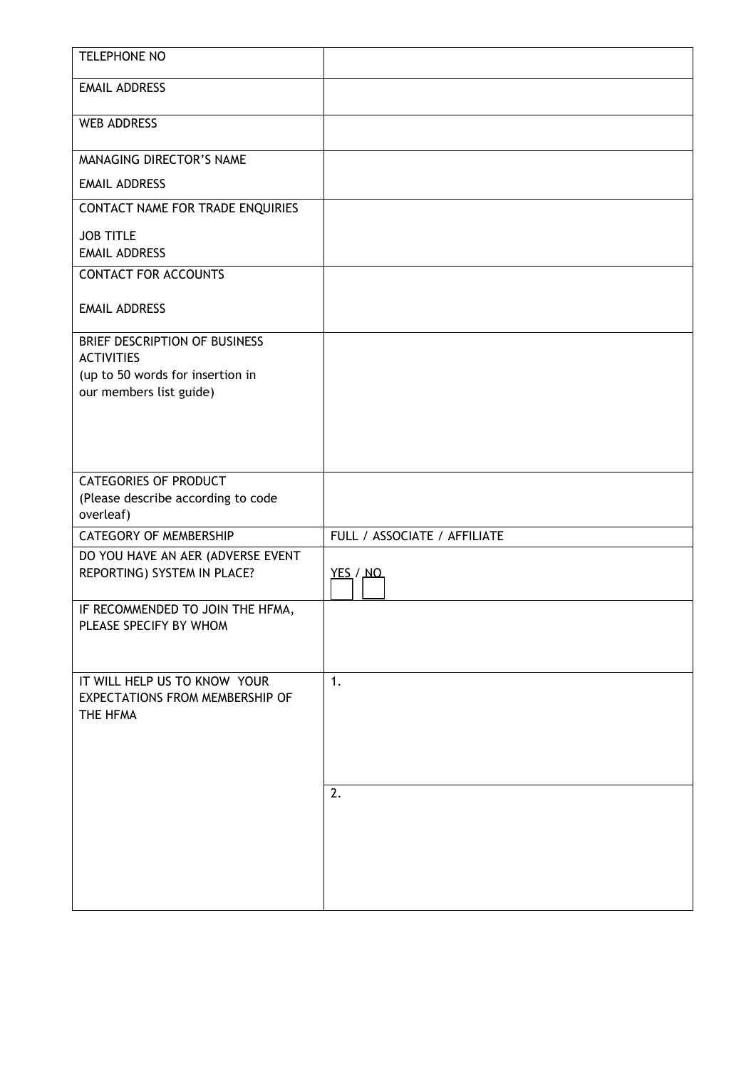| | |
|---|---|
| TELEPHONE NO | |
| EMAIL ADDRESS | |
| WEB ADDRESS | |
| MANAGING DIRECTOR'S NAME<br>EMAIL ADDRESS | |
| CONTACT NAME FOR TRADE ENQUIRIES<br>JOB TITLE<br>EMAIL ADDRESS | |
| CONTACT FOR ACCOUNTS<br>EMAIL ADDRESS | |
| BRIEF DESCRIPTION OF BUSINESS ACTIVITIES<br>(up to 50 words for insertion in our members list guide) | |
| CATEGORIES OF PRODUCT<br>(Please describe according to code overleaf) | |
| CATEGORY OF MEMBERSHIP | FULL / ASSOCIATE / AFFILIATE |
| DO YOU HAVE AN AER (ADVERSE EVENT REPORTING) SYSTEM IN PLACE? | YES / NO |
| IF RECOMMENDED TO JOIN THE HFMA, PLEASE SPECIFY BY WHOM | |
| IT WILL HELP US TO KNOW YOUR EXPECTATIONS FROM MEMBERSHIP OF THE HFMA | 1. |
| | 2. |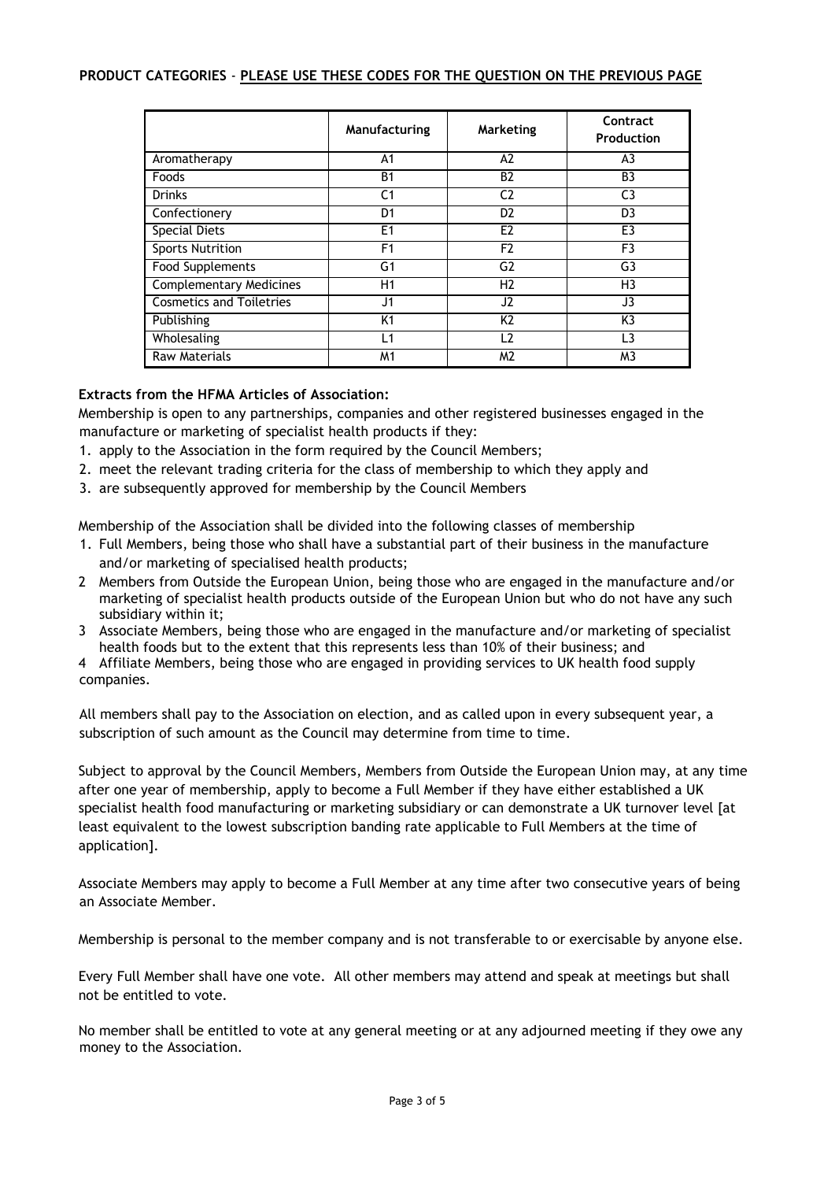**PRODUCT CATEGORIES** - **PLEASE USE THESE CODES FOR THE QUESTION ON THE PREVIOUS PAGE**

| | Manufacturing | Marketing | Contract Production |
|---|---|---|---|
| Aromatherapy | A1 | A2 | A3 |
| Foods | B1 | B2 | B3 |
| Drinks | C1 | C2 | C3 |
| Confectionery | D1 | D2 | D3 |
| Special Diets | E1 | E2 | E3 |
| Sports Nutrition | F1 | F2 | F3 |
| Food Supplements | G1 | G2 | G3 |
| Complementary Medicines | H1 | H2 | H3 |
| Cosmetics and Toiletries | J1 | J2 | J3 |
| Publishing | K1 | K2 | K3 |
| Wholesaling | L1 | L2 | L3 |
| Raw Materials | M1 | M2 | M3 |

**Extracts from the HFMA Articles of Association:**

Membership is open to any partnerships, companies and other registered businesses engaged in the manufacture or marketing of specialist health products if they:

1. apply to the Association in the form required by the Council Members;
2. meet the relevant trading criteria for the class of membership to which they apply and
3. are subsequently approved for membership by the Council Members

Membership of the Association shall be divided into the following classes of membership

1. Full Members, being those who shall have a substantial part of their business in the manufacture and/or marketing of specialised health products;
2. Members from Outside the European Union, being those who are engaged in the manufacture and/or marketing of specialist health products outside of the European Union but who do not have any such subsidiary within it;
3. Associate Members, being those who are engaged in the manufacture and/or marketing of specialist health foods but to the extent that this represents less than 10% of their business; and
4. Affiliate Members, being those who are engaged in providing services to UK health food supply companies.

All members shall pay to the Association on election, and as called upon in every subsequent year, a subscription of such amount as the Council may determine from time to time.

Subject to approval by the Council Members, Members from Outside the European Union may, at any time after one year of membership, apply to become a Full Member if they have either established a UK specialist health food manufacturing or marketing subsidiary or can demonstrate a UK turnover level [at least equivalent to the lowest subscription banding rate applicable to Full Members at the time of application].

Associate Members may apply to become a Full Member at any time after two consecutive years of being an Associate Member.

Membership is personal to the member company and is not transferable to or exercisable by anyone else.

Every Full Member shall have one vote. All other members may attend and speak at meetings but shall not be entitled to vote.

No member shall be entitled to vote at any general meeting or at any adjourned meeting if they owe any money to the Association.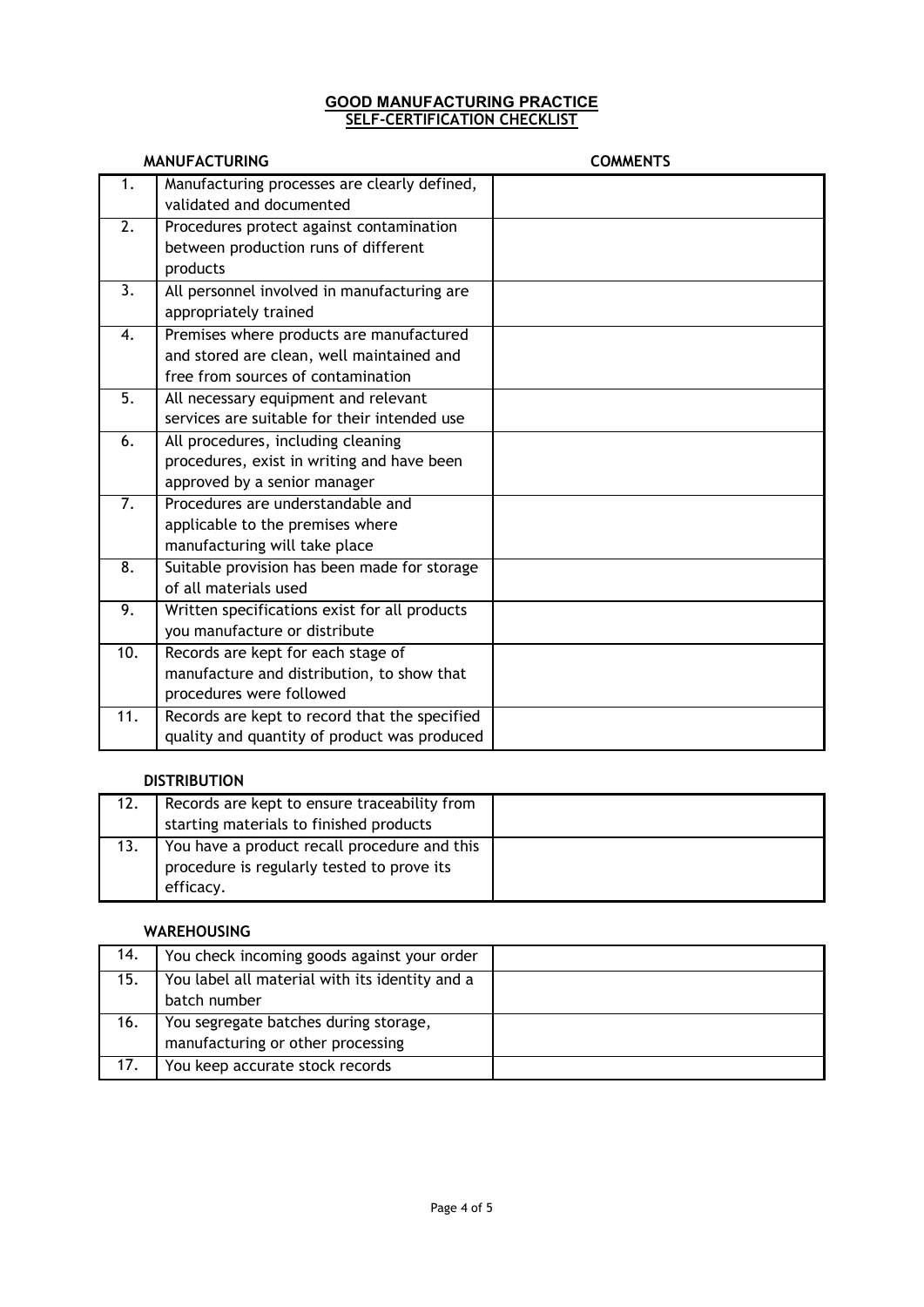# GOOD MANUFACTURING PRACTICE
## SELF-CERTIFICATION CHECKLIST

### MANUFACTURING

| | MANUFACTURING | COMMENTS |
|---|---|---|
| 1. | Manufacturing processes are clearly defined, validated and documented | |
| 2. | Procedures protect against contamination between production runs of different products | |
| 3. | All personnel involved in manufacturing are appropriately trained | |
| 4. | Premises where products are manufactured and stored are clean, well maintained and free from sources of contamination | |
| 5. | All necessary equipment and relevant services are suitable for their intended use | |
| 6. | All procedures, including cleaning procedures, exist in writing and have been approved by a senior manager | |
| 7. | Procedures are understandable and applicable to the premises where manufacturing will take place | |
| 8. | Suitable provision has been made for storage of all materials used | |
| 9. | Written specifications exist for all products you manufacture or distribute | |
| 10. | Records are kept for each stage of manufacture and distribution, to show that procedures were followed | |
| 11. | Records are kept to record that the specified quality and quantity of product was produced | |

### DISTRIBUTION

| | DISTRIBUTION | COMMENTS |
|---|---|---|
| 12. | Records are kept to ensure traceability from starting materials to finished products | |
| 13. | You have a product recall procedure and this procedure is regularly tested to prove its efficacy. | |

### WAREHOUSING

| | WAREHOUSING | COMMENTS |
|---|---|---|
| 14. | You check incoming goods against your order | |
| 15. | You label all material with its identity and a batch number | |
| 16. | You segregate batches during storage, manufacturing or other processing | |
| 17. | You keep accurate stock records | |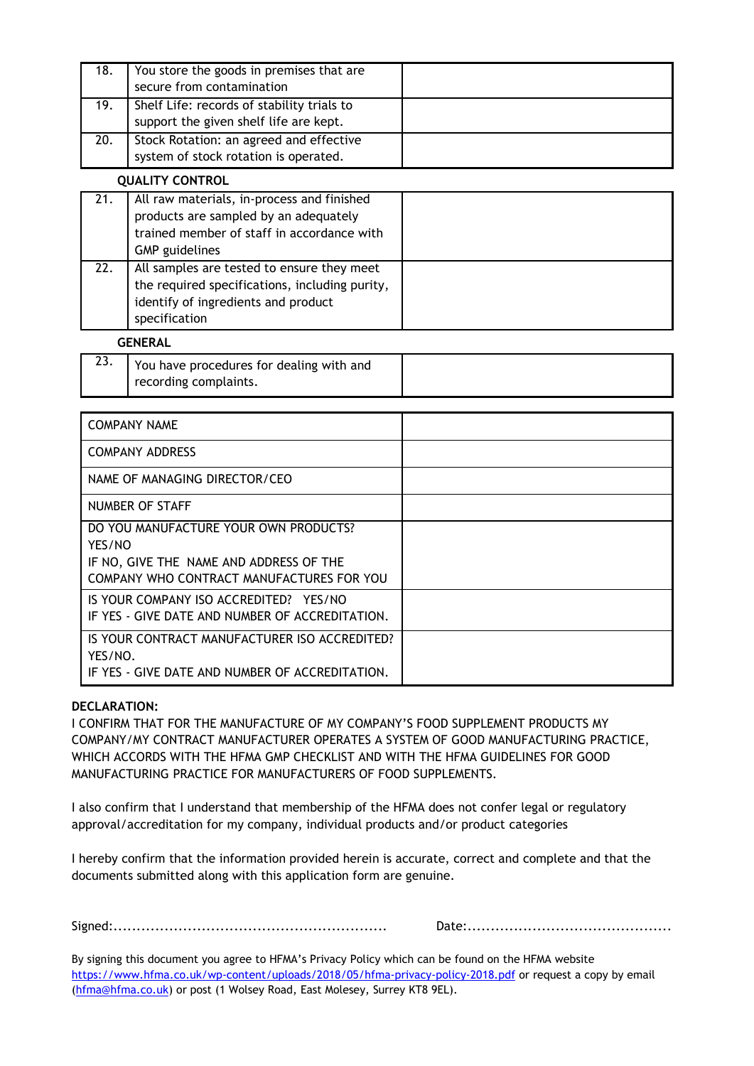| | | |
|---|---|---|
| 18. | You store the goods in premises that are secure from contamination | |
| 19. | Shelf Life: records of stability trials to support the given shelf life are kept. | |
| 20. | Stock Rotation: an agreed and effective system of stock rotation is operated. | |

**QUALITY CONTROL**

| | | |
|---|---|---|
| 21. | All raw materials, in-process and finished products are sampled by an adequately trained member of staff in accordance with GMP guidelines | |
| 22. | All samples are tested to ensure they meet the required specifications, including purity, identify of ingredients and product specification | |

**GENERAL**

| | | |
|---|---|---|
| 23. | You have procedures for dealing with and recording complaints. | |

| | |
|---|---|
| COMPANY NAME | |
| COMPANY ADDRESS | |
| NAME OF MANAGING DIRECTOR/CEO | |
| NUMBER OF STAFF | |
| DO YOU MANUFACTURE YOUR OWN PRODUCTS? YES/NO<br>IF NO, GIVE THE NAME AND ADDRESS OF THE COMPANY WHO CONTRACT MANUFACTURES FOR YOU | |
| IS YOUR COMPANY ISO ACCREDITED? YES/NO<br>IF YES - GIVE DATE AND NUMBER OF ACCREDITATION. | |
| IS YOUR CONTRACT MANUFACTURER ISO ACCREDITED? YES/NO.<br>IF YES - GIVE DATE AND NUMBER OF ACCREDITATION. | |

**DECLARATION:**

I CONFIRM THAT FOR THE MANUFACTURE OF MY COMPANY'S FOOD SUPPLEMENT PRODUCTS MY COMPANY/MY CONTRACT MANUFACTURER OPERATES A SYSTEM OF GOOD MANUFACTURING PRACTICE, WHICH ACCORDS WITH THE HFMA GMP CHECKLIST AND WITH THE HFMA GUIDELINES FOR GOOD MANUFACTURING PRACTICE FOR MANUFACTURERS OF FOOD SUPPLEMENTS.

I also confirm that I understand that membership of the HFMA does not confer legal or regulatory approval/accreditation for my company, individual products and/or product categories

I hereby confirm that the information provided herein is accurate, correct and complete and that the documents submitted along with this application form are genuine.

Signed:..........................................................    Date:...........................................

By signing this document you agree to HFMA's Privacy Policy which can be found on the HFMA website https://www.hfma.co.uk/wp-content/uploads/2018/05/hfma-privacy-policy-2018.pdf or request a copy by email (hfma@hfma.co.uk) or post (1 Wolsey Road, East Molesey, Surrey KT8 9EL).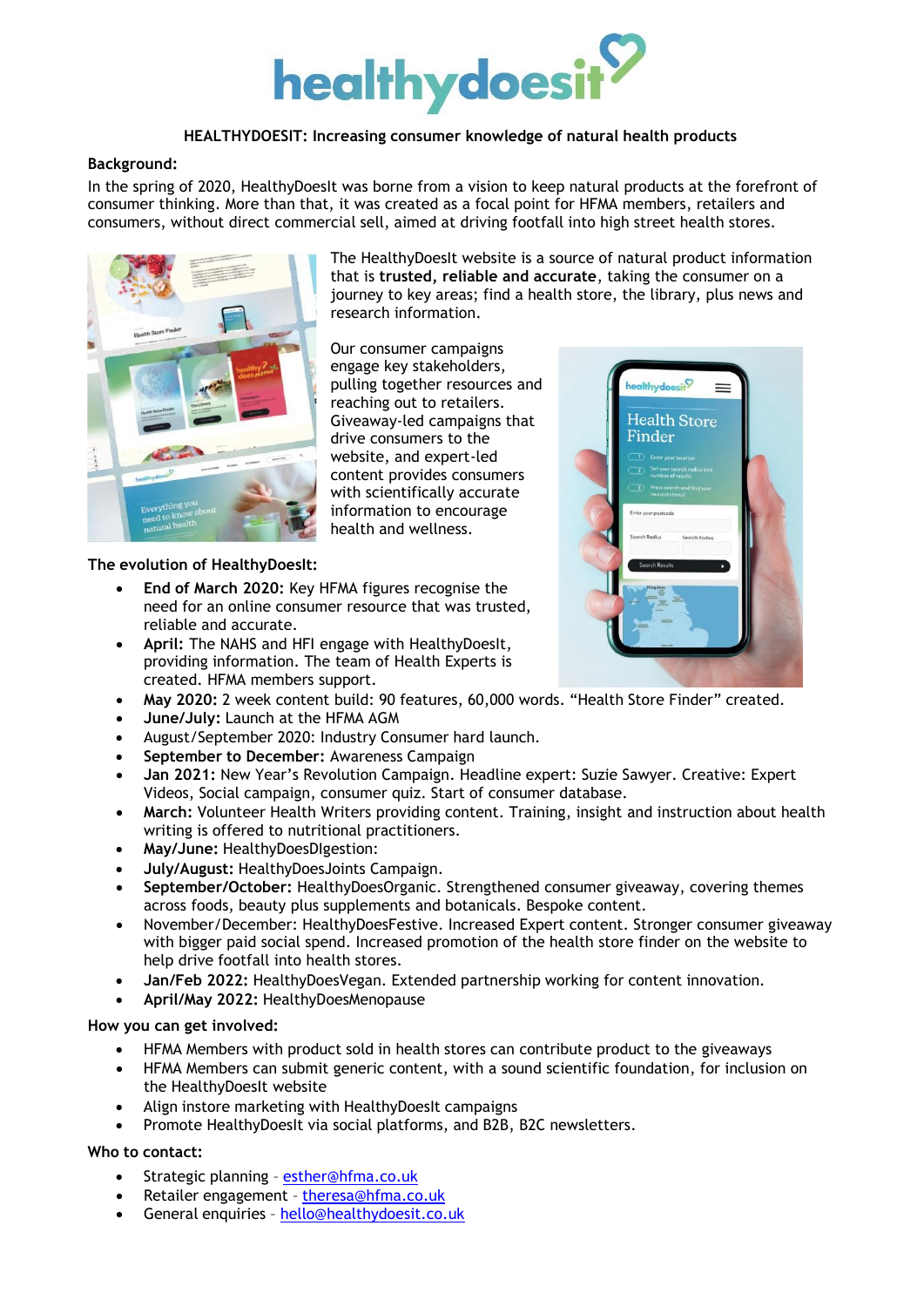# healthydoesit

**HEALTHYDOESIT: Increasing consumer knowledge of natural health products**

**Background:**

In the spring of 2020, HealthyDoesIt was borne from a vision to keep natural products at the forefront of consumer thinking. More than that, it was created as a focal point for HFMA members, retailers and consumers, without direct commercial sell, aimed at driving footfall into high street health stores.

The HealthyDoesIt website is a source of natural product information that is **trusted, reliable and accurate**, taking the consumer on a journey to key areas; find a health store, the library, plus news and research information.

Our consumer campaigns engage key stakeholders, pulling together resources and reaching out to retailers. Giveaway-led campaigns that drive consumers to the website, and expert-led content provides consumers with scientifically accurate information to encourage health and wellness.

**The evolution of HealthyDoesIt:**

- **End of March 2020:** Key HFMA figures recognise the need for an online consumer resource that was trusted, reliable and accurate.
- **April:** The NAHS and HFI engage with HealthyDoesIt, providing information. The team of Health Experts is created. HFMA members support.
- **May 2020:** 2 week content build: 90 features, 60,000 words. "Health Store Finder" created.
- **June/July:** Launch at the HFMA AGM
- August/September 2020: Industry Consumer hard launch.
- **September to December:** Awareness Campaign
- **Jan 2021:** New Year's Revolution Campaign. Headline expert: Suzie Sawyer. Creative: Expert Videos, Social campaign, consumer quiz. Start of consumer database.
- **March:** Volunteer Health Writers providing content. Training, insight and instruction about health writing is offered to nutritional practitioners.
- **May/June:** HealthyDoesDIgestion:
- **July/August:** HealthyDoesJoints Campaign.
- **September/October:** HealthyDoesOrganic. Strengthened consumer giveaway, covering themes across foods, beauty plus supplements and botanicals. Bespoke content.
- November/December: HealthyDoesFestive. Increased Expert content. Stronger consumer giveaway with bigger paid social spend. Increased promotion of the health store finder on the website to help drive footfall into health stores.
- **Jan/Feb 2022:** HealthyDoesVegan. Extended partnership working for content innovation.
- **April/May 2022:** HealthyDoesMenopause

**How you can get involved:**

- HFMA Members with product sold in health stores can contribute product to the giveaways
- HFMA Members can submit generic content, with a sound scientific foundation, for inclusion on the HealthyDoesIt website
- Align instore marketing with HealthyDoesIt campaigns
- Promote HealthyDoesIt via social platforms, and B2B, B2C newsletters.

**Who to contact:**

- Strategic planning – esther@hfma.co.uk
- Retailer engagement – theresa@hfma.co.uk
- General enquiries – hello@healthydoesit.co.uk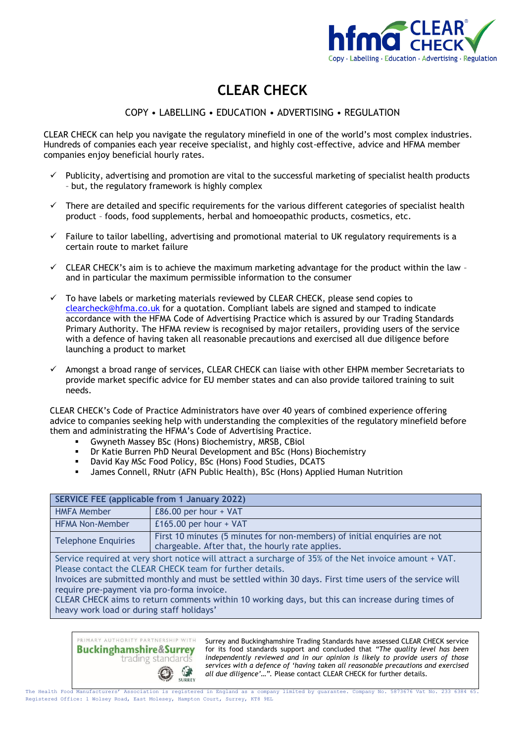# CLEAR CHECK

COPY • LABELLING • EDUCATION • ADVERTISING • REGULATION

CLEAR CHECK can help you navigate the regulatory minefield in one of the world's most complex industries. Hundreds of companies each year receive specialist, and highly cost-effective, advice and HFMA member companies enjoy beneficial hourly rates.

- ✓ Publicity, advertising and promotion are vital to the successful marketing of specialist health products – but, the regulatory framework is highly complex
- ✓ There are detailed and specific requirements for the various different categories of specialist health product – foods, food supplements, herbal and homoeopathic products, cosmetics, etc.
- ✓ Failure to tailor labelling, advertising and promotional material to UK regulatory requirements is a certain route to market failure
- ✓ CLEAR CHECK's aim is to achieve the maximum marketing advantage for the product within the law – and in particular the maximum permissible information to the consumer
- ✓ To have labels or marketing materials reviewed by CLEAR CHECK, please send copies to clearcheck@hfma.co.uk for a quotation. Compliant labels are signed and stamped to indicate accordance with the HFMA Code of Advertising Practice which is assured by our Trading Standards Primary Authority. The HFMA review is recognised by major retailers, providing users of the service with a defence of having taken all reasonable precautions and exercised all due diligence before launching a product to market
- ✓ Amongst a broad range of services, CLEAR CHECK can liaise with other EHPM member Secretariats to provide market specific advice for EU member states and can also provide tailored training to suit needs.

CLEAR CHECK's Code of Practice Administrators have over 40 years of combined experience offering advice to companies seeking help with understanding the complexities of the regulatory minefield before them and administrating the HFMA's Code of Advertising Practice.

- Gwyneth Massey BSc (Hons) Biochemistry, MRSB, CBiol
- Dr Katie Burren PhD Neural Development and BSc (Hons) Biochemistry
- David Kay MSc Food Policy, BSc (Hons) Food Studies, DCATS
- James Connell, RNutr (AFN Public Health), BSc (Hons) Applied Human Nutrition

| SERVICE FEE (applicable from 1 January 2022) | |
|---|---|
| HMFA Member | £86.00 per hour + VAT |
| HFMA Non-Member | £165.00 per hour + VAT |
| Telephone Enquiries | First 10 minutes (5 minutes for non-members) of initial enquiries are not chargeable. After that, the hourly rate applies. |
| Service required at very short notice will attract a surcharge of 35% of the Net invoice amount + VAT. Please contact the CLEAR CHECK team for further details. Invoices are submitted monthly and must be settled within 30 days. First time users of the service will require pre-payment via pro-forma invoice. CLEAR CHECK aims to return comments within 10 working days, but this can increase during times of heavy work load or during staff holidays' | |

PRIMARY AUTHORITY PARTNERSHIP WITH Buckinghamshire&Surrey trading standards

Surrey and Buckinghamshire Trading Standards have assessed CLEAR CHECK service for its food standards support and concluded that *"The quality level has been independently reviewed and in our opinion is likely to provide users of those services with a defence of 'having taken all reasonable precautions and exercised all due diligence'…"*. Please contact CLEAR CHECK for further details.

The Health Food Manufacturers' Association is registered in England as a company limited by guarantee. Company No. 5873676 Vat No. 233 6384 65. Registered Office: 1 Wolsey Road, East Molesey, Hampton Court, Surrey, KT8 9EL